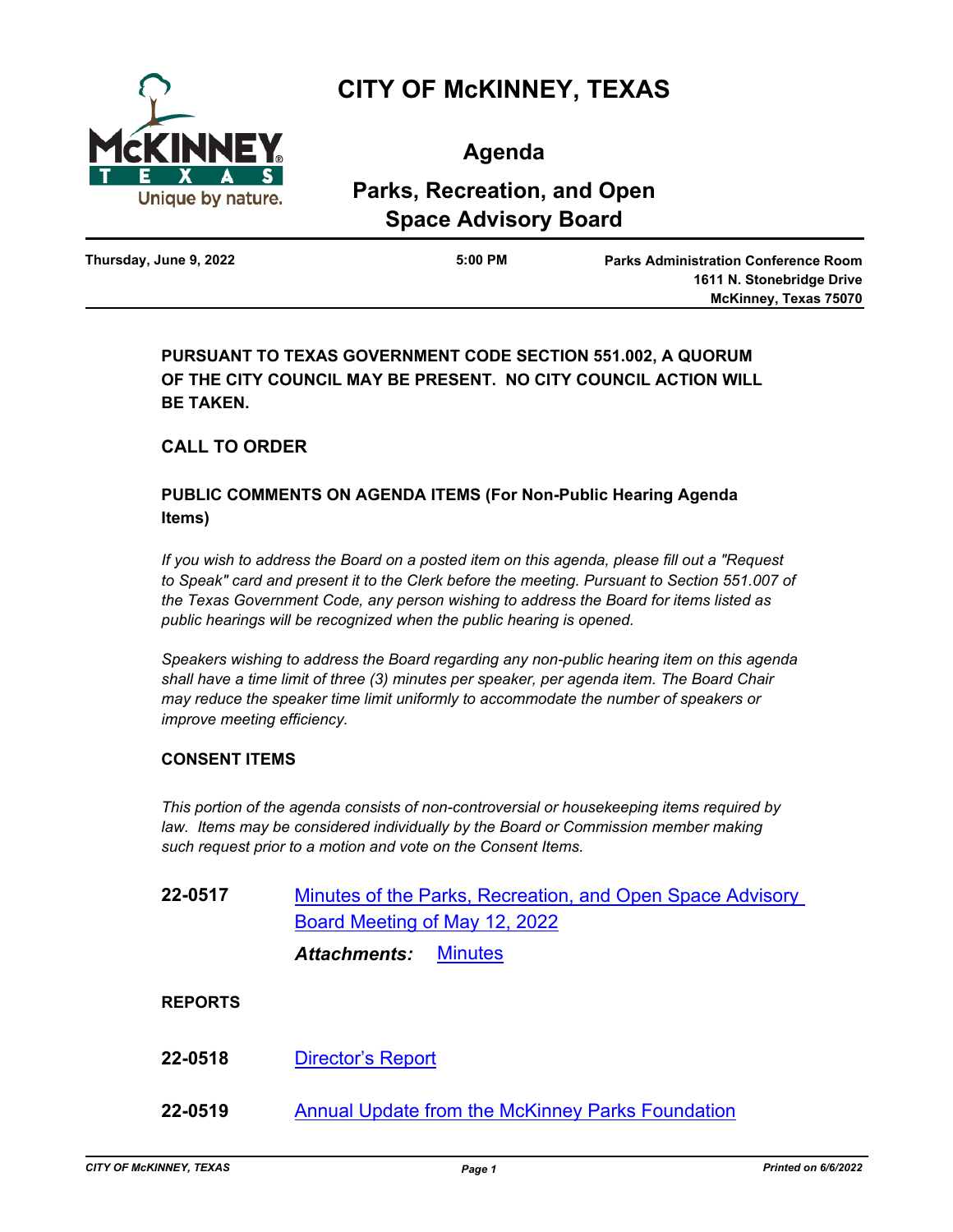# CITY OF McKINNEY, TEXAS

## Agenda

## Parks, Recreation, and Open Space Advisory Board

**Thursday, June 9, 2022** | **5:00 PM** | **Parks Administration Conference Room, 1611 N. Stonebridge Drive, McKinney, Texas 75070**

**PURSUANT TO TEXAS GOVERNMENT CODE SECTION 551.002, A QUORUM OF THE CITY COUNCIL MAY BE PRESENT. NO CITY COUNCIL ACTION WILL BE TAKEN.**

### CALL TO ORDER

### PUBLIC COMMENTS ON AGENDA ITEMS (For Non-Public Hearing Agenda Items)

*If you wish to address the Board on a posted item on this agenda, please fill out a "Request to Speak" card and present it to the Clerk before the meeting. Pursuant to Section 551.007 of the Texas Government Code, any person wishing to address the Board for items listed as public hearings will be recognized when the public hearing is opened.*

*Speakers wishing to address the Board regarding any non-public hearing item on this agenda shall have a time limit of three (3) minutes per speaker, per agenda item. The Board Chair may reduce the speaker time limit uniformly to accommodate the number of speakers or improve meeting efficiency.*

### CONSENT ITEMS

*This portion of the agenda consists of non-controversial or housekeeping items required by law. Items may be considered individually by the Board or Commission member making such request prior to a motion and vote on the Consent Items.*

**22-0517** Minutes of the Parks, Recreation, and Open Space Advisory Board Meeting of May 12, 2022

***Attachments:*** Minutes

### REPORTS

**22-0518** Director's Report

**22-0519** Annual Update from the McKinney Parks Foundation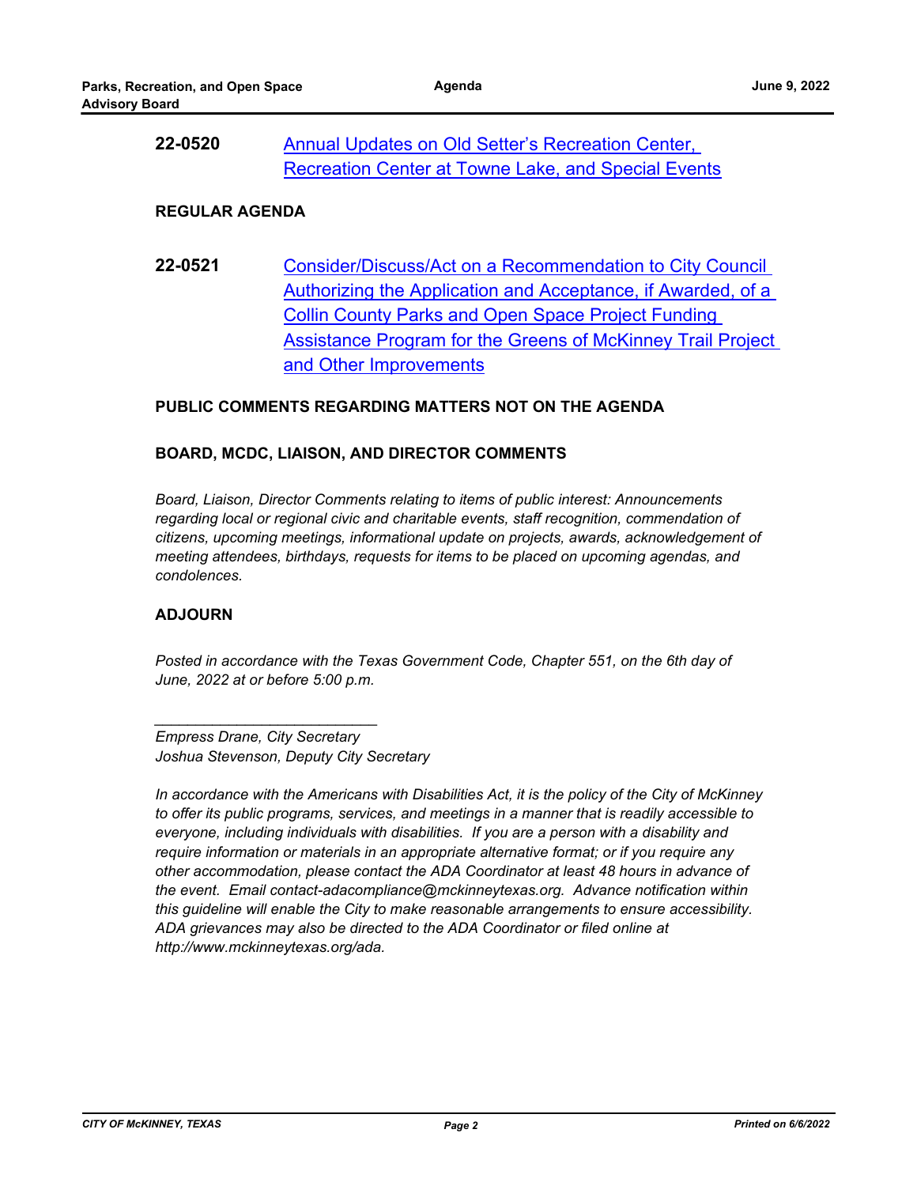**22-0520** Annual Updates on Old Setter's Recreation Center, Recreation Center at Towne Lake, and Special Events

## REGULAR AGENDA

**22-0521** Consider/Discuss/Act on a Recommendation to City Council Authorizing the Application and Acceptance, if Awarded, of a Collin County Parks and Open Space Project Funding Assistance Program for the Greens of McKinney Trail Project and Other Improvements

## PUBLIC COMMENTS REGARDING MATTERS NOT ON THE AGENDA

## BOARD, MCDC, LIAISON, AND DIRECTOR COMMENTS

*Board, Liaison, Director Comments relating to items of public interest: Announcements regarding local or regional civic and charitable events, staff recognition, commendation of citizens, upcoming meetings, informational update on projects, awards, acknowledgement of meeting attendees, birthdays, requests for items to be placed on upcoming agendas, and condolences.*

## ADJOURN

*Posted in accordance with the Texas Government Code, Chapter 551, on the 6th day of June, 2022 at or before 5:00 p.m.*

___________________________

*Empress Drane, City Secretary*
*Joshua Stevenson, Deputy City Secretary*

*In accordance with the Americans with Disabilities Act, it is the policy of the City of McKinney to offer its public programs, services, and meetings in a manner that is readily accessible to everyone, including individuals with disabilities. If you are a person with a disability and require information or materials in an appropriate alternative format; or if you require any other accommodation, please contact the ADA Coordinator at least 48 hours in advance of the event. Email contact-adacompliance@mckinneytexas.org. Advance notification within this guideline will enable the City to make reasonable arrangements to ensure accessibility. ADA grievances may also be directed to the ADA Coordinator or filed online at http://www.mckinneytexas.org/ada.*